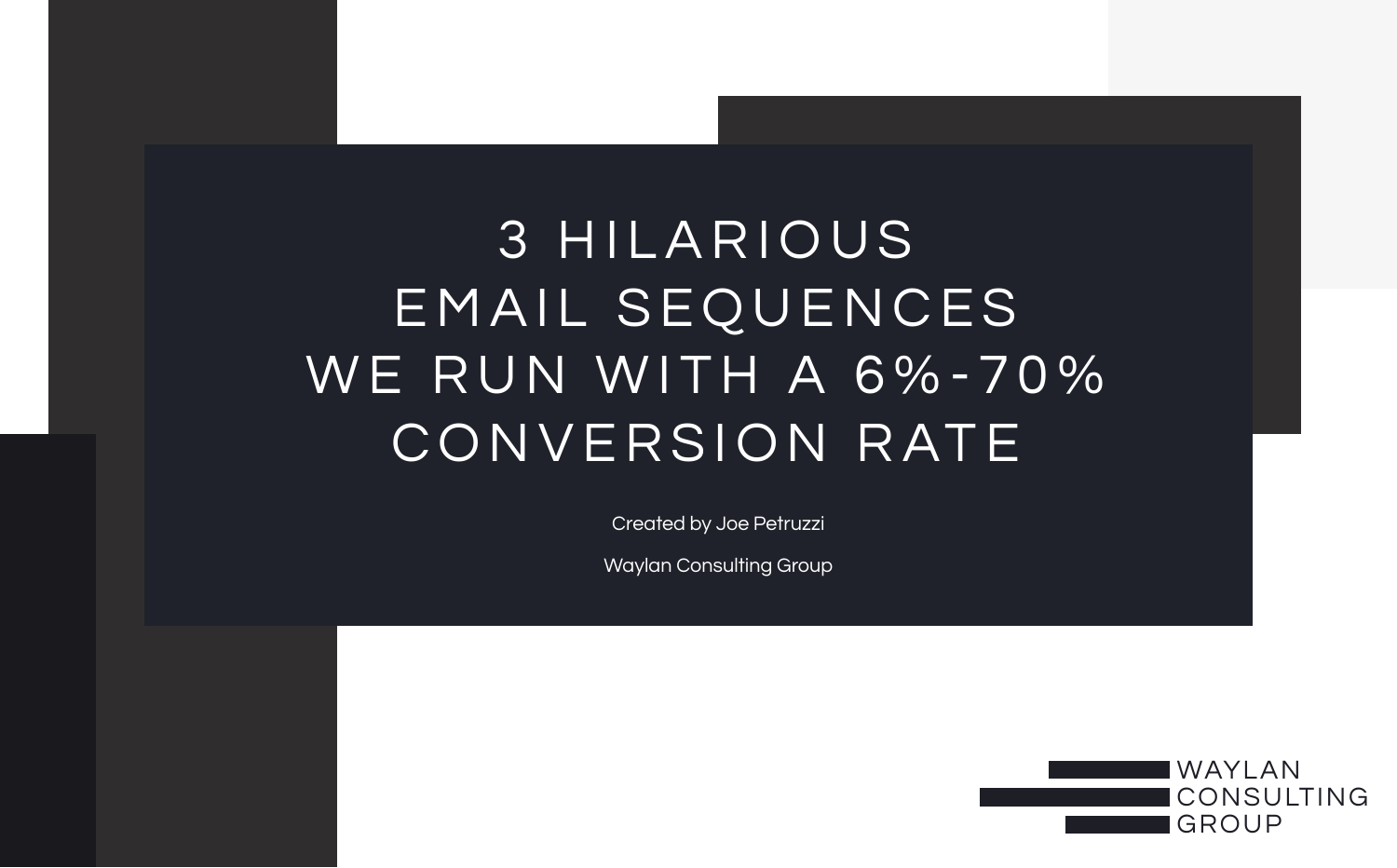# 3 HILARIOUS EMAIL SEQUENCES WE RUN WITH A 6%-70% CONVERSION RATE

Created by Joe Petruzzi

Waylan Consulting Group

WAYLAN CONSULTING GROUP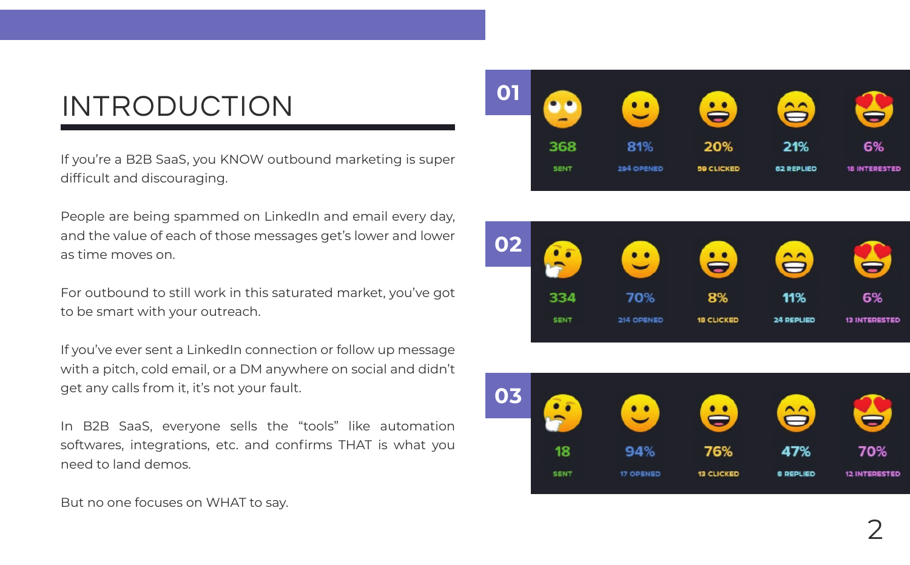# INTRODUCTION

If you're a B2B SaaS, you KNOW outbound marketing is super difficult and discouraging.

People are being spammed on LinkedIn and email every day, and the value of each of those messages get's lower and lower as time moves on.

For outbound to still work in this saturated market, you've got to be smart with your outreach.

If you've ever sent a LinkedIn connection or follow up message with a pitch, cold email, or a DM anywhere on social and didn't get any calls from it, it's not your fault.

In B2B SaaS, everyone sells the "tools" like automation softwares, integrations, etc. and confirms THAT is what you need to land demos.

But no one focuses on WHAT to say.

| | Sent | Opened | Clicked | Replied | Interested |
|---|---|---|---|---|---|
| 01 | 368 SENT | 81% 294 OPENED | 20% 59 CLICKED | 21% 62 REPLIED | 6% 18 INTERESTED |
| 02 | 334 SENT | 70% 214 OPENED | 8% 18 CLICKED | 11% 24 REPLIED | 6% 13 INTERESTED |
| 03 | 18 SENT | 94% 17 OPENED | 76% 13 CLICKED | 47% 8 REPLIED | 70% 12 INTERESTED |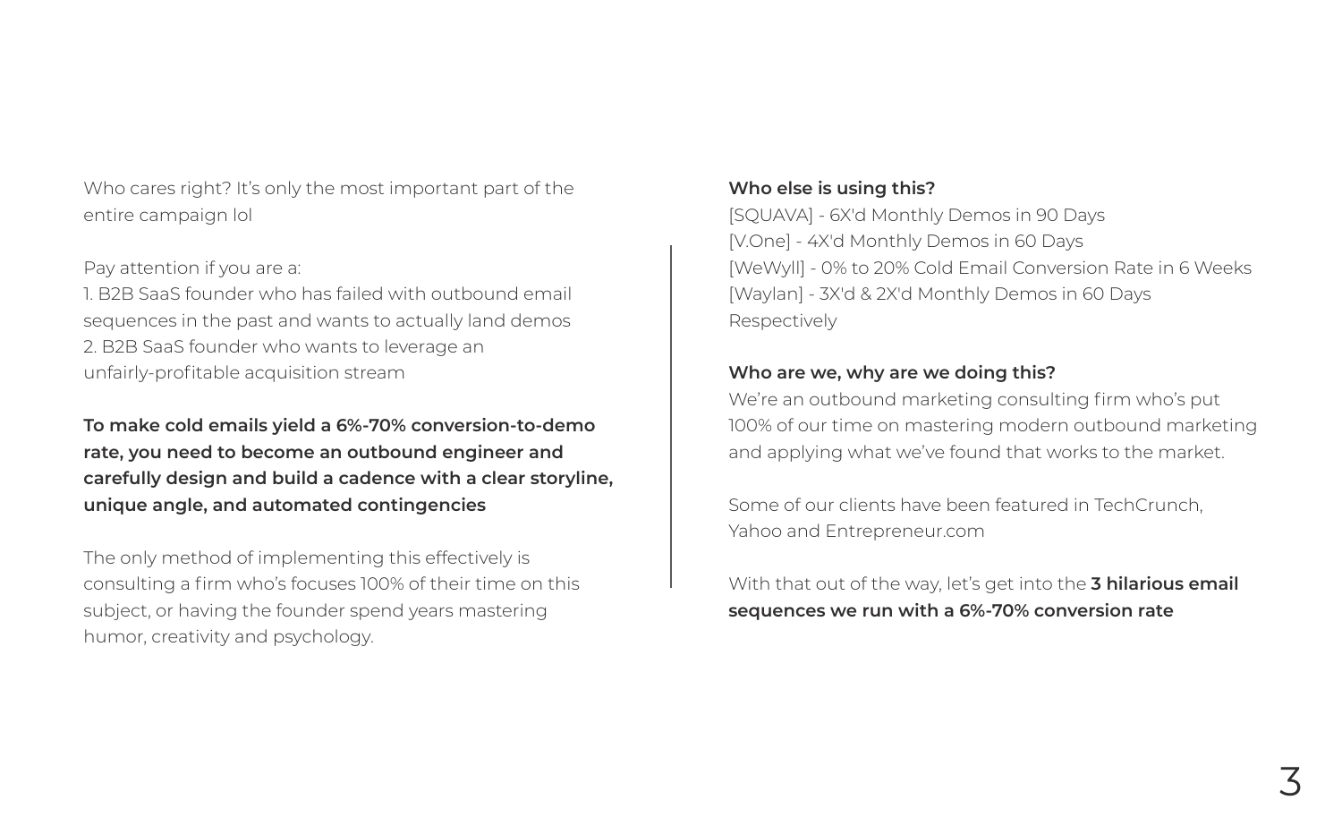Who cares right? It's only the most important part of the entire campaign lol

Pay attention if you are a:

1. B2B SaaS founder who has failed with outbound email sequences in the past and wants to actually land demos
2. B2B SaaS founder who wants to leverage an unfairly-profitable acquisition stream

**To make cold emails yield a 6%-70% conversion-to-demo rate, you need to become an outbound engineer and carefully design and build a cadence with a clear storyline, unique angle, and automated contingencies**

The only method of implementing this effectively is consulting a firm who's focuses 100% of their time on this subject, or having the founder spend years mastering humor, creativity and psychology.

**Who else is using this?**

[SQUAVA] - 6X'd Monthly Demos in 90 Days
[V.One] - 4X'd Monthly Demos in 60 Days
[WeWyll] - 0% to 20% Cold Email Conversion Rate in 6 Weeks
[Waylan] - 3X'd & 2X'd Monthly Demos in 60 Days Respectively

**Who are we, why are we doing this?**

We're an outbound marketing consulting firm who's put 100% of our time on mastering modern outbound marketing and applying what we've found that works to the market.

Some of our clients have been featured in TechCrunch, Yahoo and Entrepreneur.com

With that out of the way, let's get into the **3 hilarious email sequences we run with a 6%-70% conversion rate**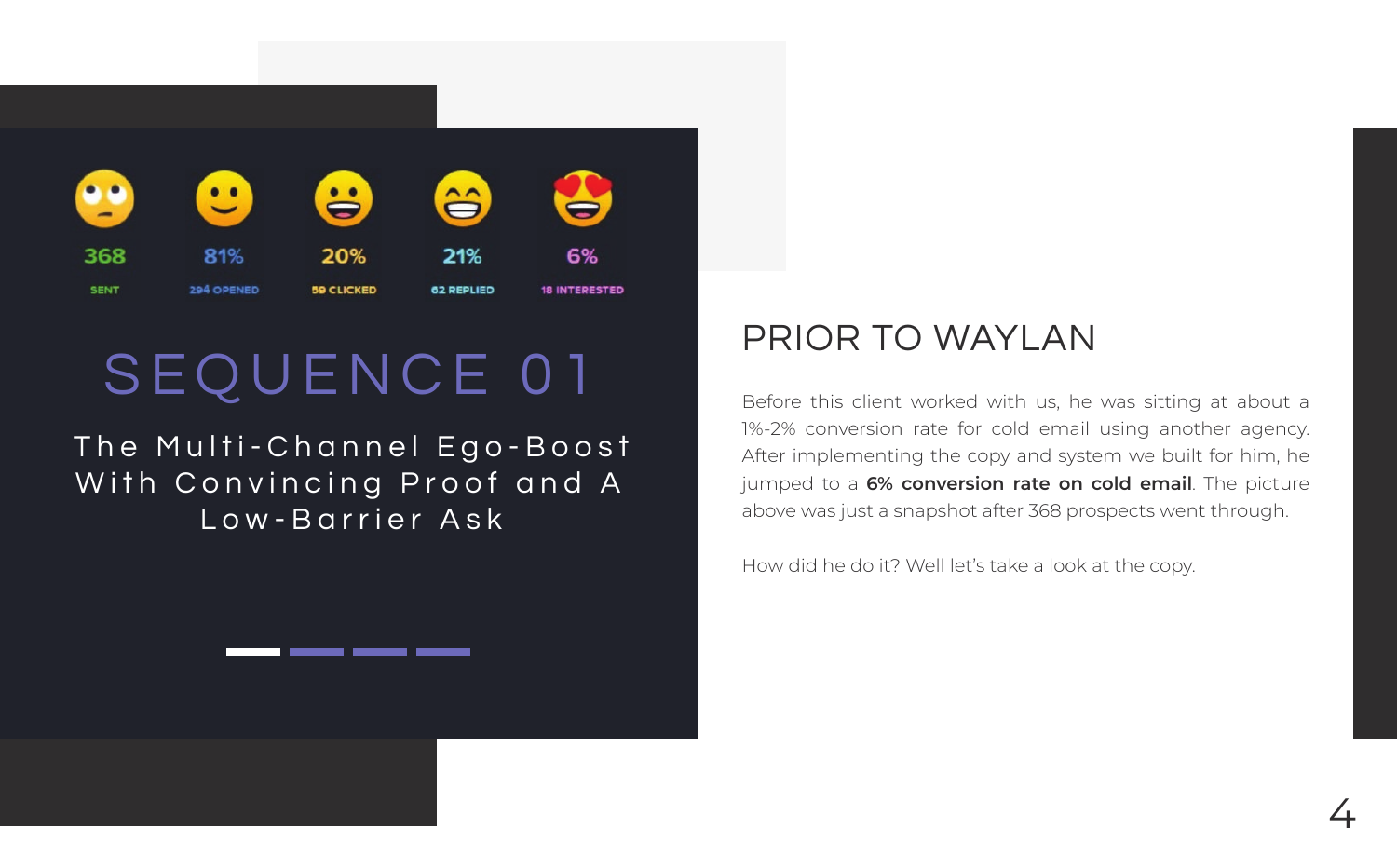| 368 | 81% | 20% | 21% | 6% |
| --- | --- | --- | --- | --- |
| SENT | 294 OPENED | 59 CLICKED | 62 REPLIED | 18 INTERESTED |

# SEQUENCE 01

The Multi-Channel Ego-Boost With Convincing Proof and A Low-Barrier Ask

## PRIOR TO WAYLAN

Before this client worked with us, he was sitting at about a 1%-2% conversion rate for cold email using another agency. After implementing the copy and system we built for him, he jumped to a **6% conversion rate on cold email**. The picture above was just a snapshot after 368 prospects went through.

How did he do it? Well let's take a look at the copy.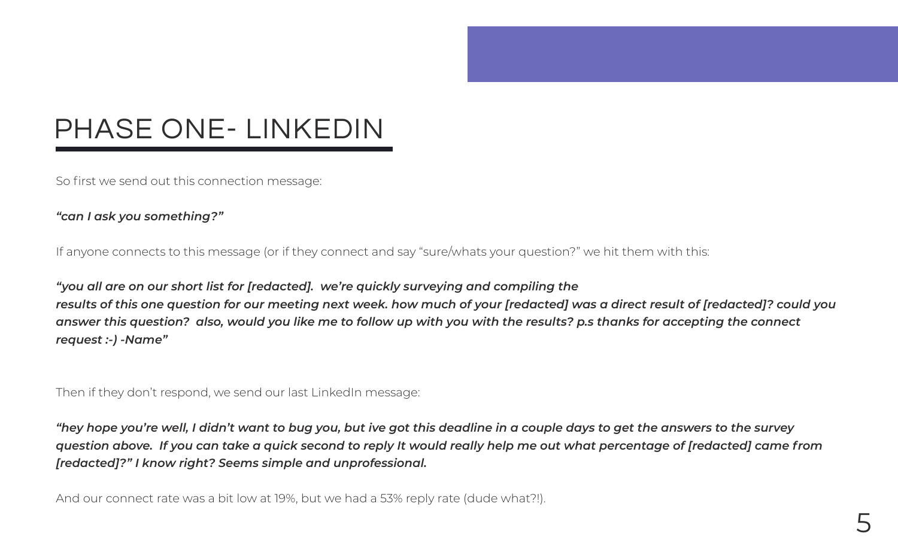# PHASE ONE- LINKEDIN

So first we send out this connection message:

***"can I ask you something?"***

If anyone connects to this message (or if they connect and say "sure/whats your question?" we hit them with this:

***"you all are on our short list for [redacted]. we're quickly surveying and compiling the results of this one question for our meeting next week. how much of your [redacted] was a direct result of [redacted]? could you answer this question? also, would you like me to follow up with you with the results? p.s thanks for accepting the connect request :-) -Name"***

Then if they don't respond, we send our last LinkedIn message:

***"hey hope you're well, I didn't want to bug you, but ive got this deadline in a couple days to get the answers to the survey question above. If you can take a quick second to reply It would really help me out what percentage of [redacted] came from [redacted]?" I know right? Seems simple and unprofessional.***

And our connect rate was a bit low at 19%, but we had a 53% reply rate (dude what?!).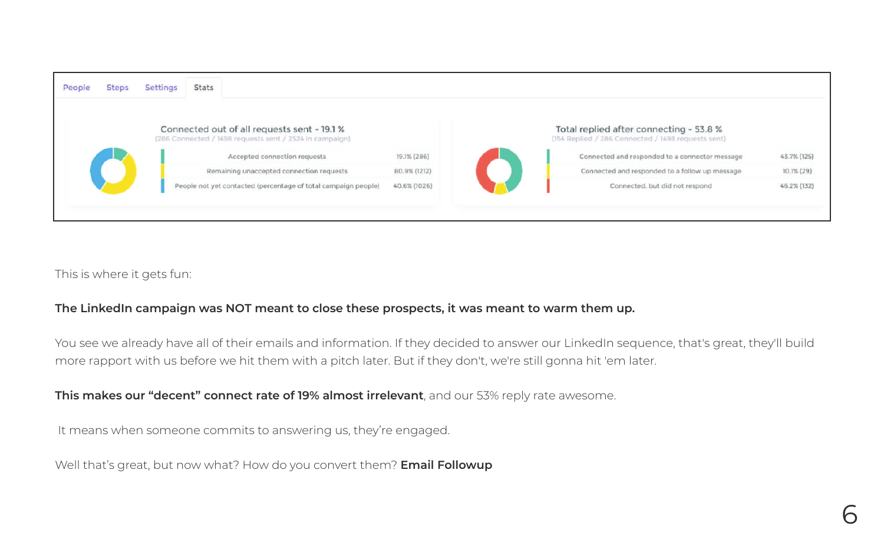People | Steps | Settings | Stats

**Connected out of all requests sent - 19.1 %**
(286 Connected / 1498 requests sent / 2524 in campaign)

| | |
|---|---|
| Accepted connection requests | 19.1% (286) |
| Remaining unaccepted connection requests | 80.9% (1212) |
| People not yet contacted (percentage of total campaign people) | 40.6% (1026) |

**Total replied after connecting - 53.8 %**
(154 Replied / 286 Connected / 1498 requests sent)

| | |
|---|---|
| Connected and responded to a connector message | 43.7% (125) |
| Connected and responded to a follow up message | 10.1% (29) |
| Connected, but did not respond | 46.2% (132) |

This is where it gets fun:

**The LinkedIn campaign was NOT meant to close these prospects, it was meant to warm them up.**

You see we already have all of their emails and information. If they decided to answer our LinkedIn sequence, that's great, they'll build more rapport with us before we hit them with a pitch later. But if they don't, we're still gonna hit 'em later.

**This makes our "decent" connect rate of 19% almost irrelevant**, and our 53% reply rate awesome.

It means when someone commits to answering us, they're engaged.

Well that's great, but now what? How do you convert them? **Email Followup**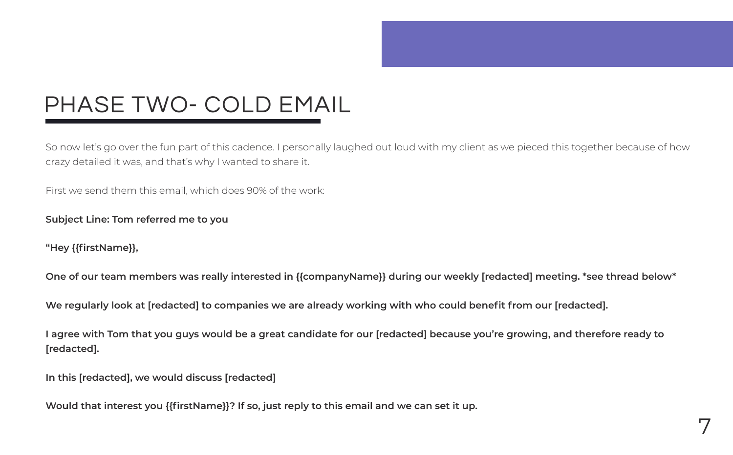# PHASE TWO- COLD EMAIL

So now let's go over the fun part of this cadence. I personally laughed out loud with my client as we pieced this together because of how crazy detailed it was, and that's why I wanted to share it.

First we send them this email, which does 90% of the work:

**Subject Line: Tom referred me to you**

**"Hey {{firstName}},**

**One of our team members was really interested in {{companyName}} during our weekly [redacted] meeting. *see thread below***

**We regularly look at [redacted] to companies we are already working with who could benefit from our [redacted].**

**I agree with Tom that you guys would be a great candidate for our [redacted] because you're growing, and therefore ready to [redacted].**

**In this [redacted], we would discuss [redacted]**

**Would that interest you {{firstName}}? If so, just reply to this email and we can set it up.**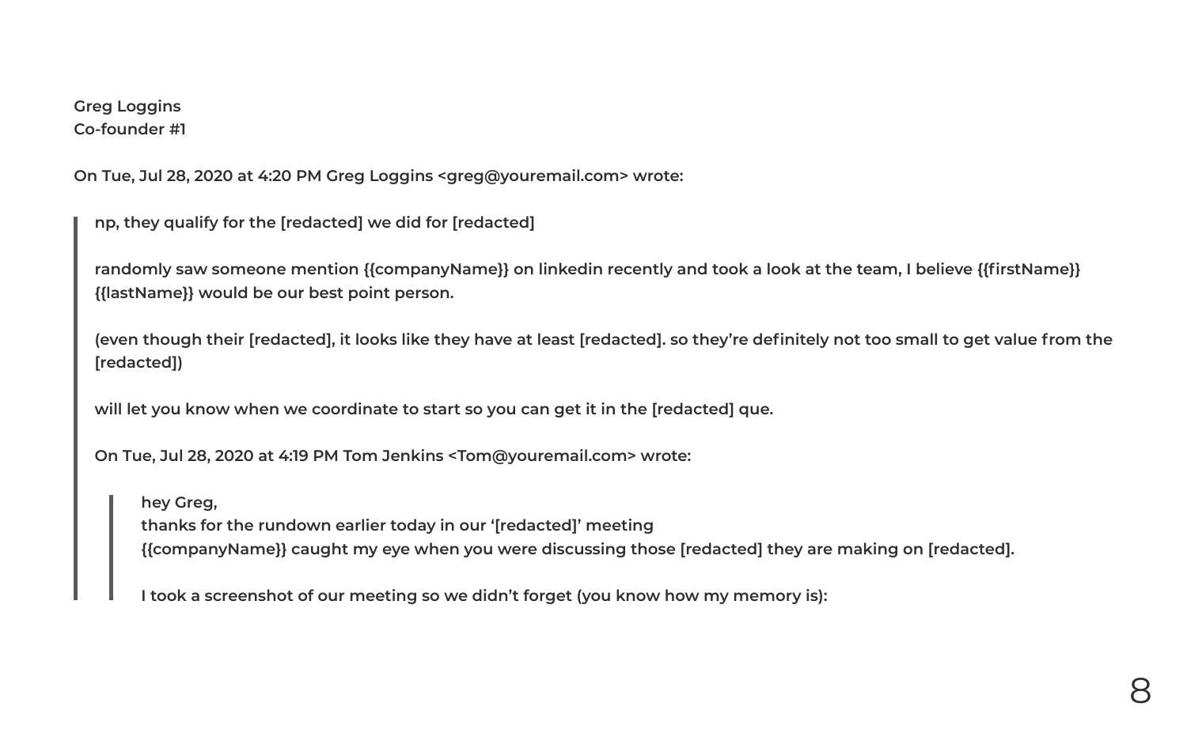**Greg Loggins**
**Co-founder #1**

**On Tue, Jul 28, 2020 at 4:20 PM Greg Loggins <greg@youremail.com> wrote:**

> **np, they qualify for the [redacted] we did for [redacted]**
>
> **randomly saw someone mention {{companyName}} on linkedin recently and took a look at the team, I believe {{firstName}} {{lastName}} would be our best point person.**
>
> **(even though their [redacted], it looks like they have at least [redacted]. so they're definitely not too small to get value from the [redacted])**
>
> **will let you know when we coordinate to start so you can get it in the [redacted] que.**
>
> **On Tue, Jul 28, 2020 at 4:19 PM Tom Jenkins <Tom@youremail.com> wrote:**
>
> > **hey Greg,**
> > **thanks for the rundown earlier today in our '[redacted]' meeting**
> > **{{companyName}} caught my eye when you were discussing those [redacted] they are making on [redacted].**
> >
> > **I took a screenshot of our meeting so we didn't forget (you know how my memory is):**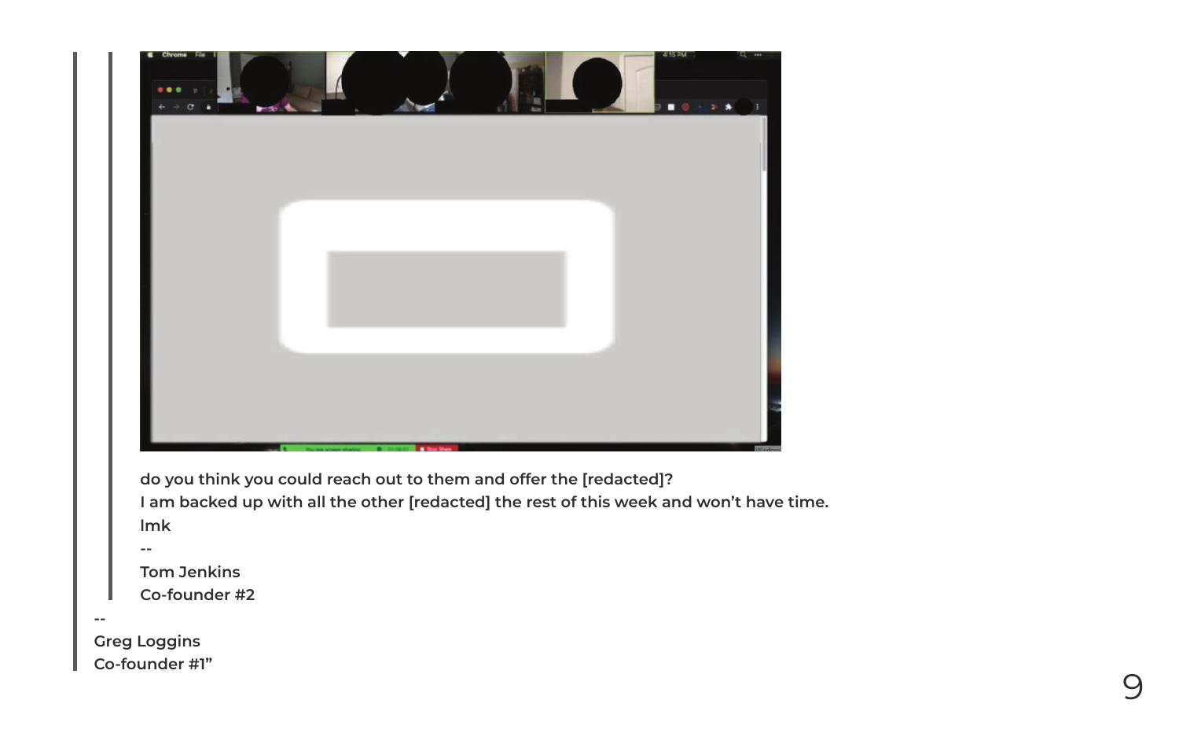> > do you think you could reach out to them and offer the [redacted]?
> > I am backed up with all the other [redacted] the rest of this week and won't have time.
> > lmk
> > --
> > Tom Jenkins
> > Co-founder #2
>
> --
> Greg Loggins
> Co-founder #1"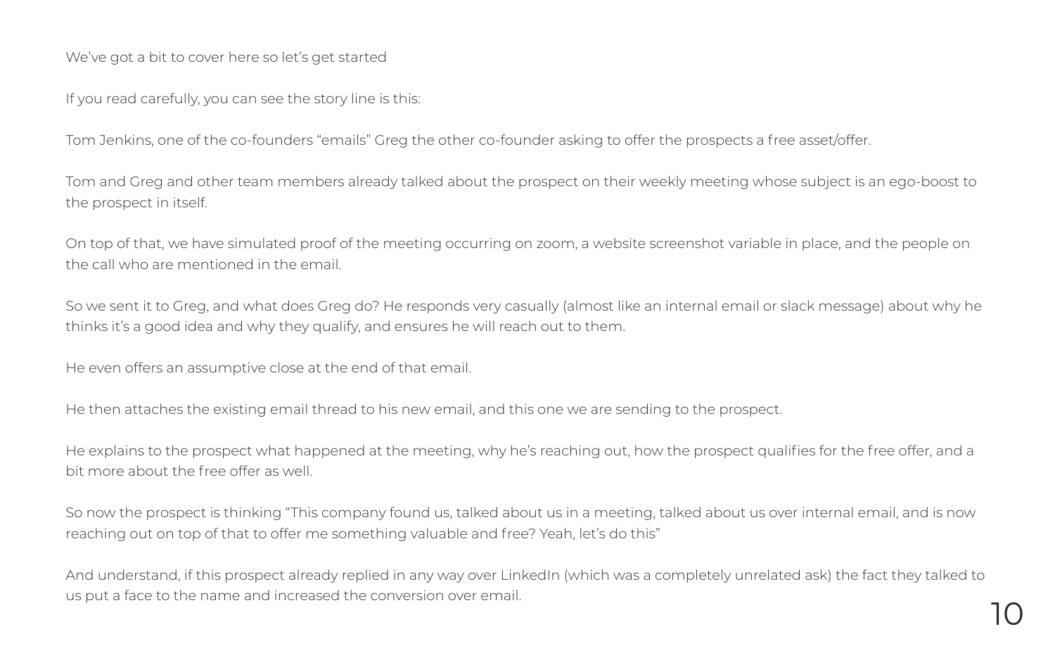We’ve got a bit to cover here so let’s get started

If you read carefully, you can see the story line is this:

Tom Jenkins, one of the co-founders “emails” Greg the other co-founder asking to offer the prospects a free asset/offer.

Tom and Greg and other team members already talked about the prospect on their weekly meeting whose subject is an ego-boost to the prospect in itself.

On top of that, we have simulated proof of the meeting occurring on zoom, a website screenshot variable in place, and the people on the call who are mentioned in the email.

So we sent it to Greg, and what does Greg do? He responds very casually (almost like an internal email or slack message) about why he thinks it’s a good idea and why they qualify, and ensures he will reach out to them.

He even offers an assumptive close at the end of that email.

He then attaches the existing email thread to his new email, and this one we are sending to the prospect.

He explains to the prospect what happened at the meeting, why he’s reaching out, how the prospect qualifies for the free offer, and a bit more about the free offer as well.

So now the prospect is thinking “This company found us, talked about us in a meeting, talked about us over internal email, and is now reaching out on top of that to offer me something valuable and free? Yeah, let’s do this”

And understand, if this prospect already replied in any way over LinkedIn (which was a completely unrelated ask) the fact they talked to us put a face to the name and increased the conversion over email.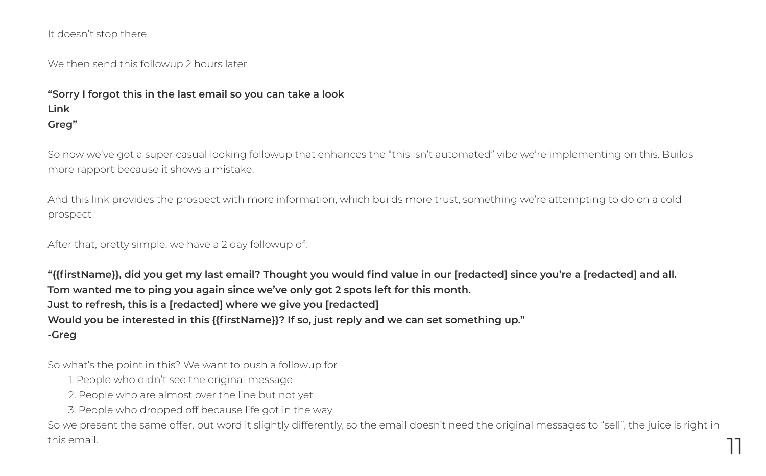It doesn't stop there.

We then send this followup 2 hours later

**"Sorry I forgot this in the last email so you can take a look**
**Link**
**Greg"**

So now we've got a super casual looking followup that enhances the "this isn't automated" vibe we're implementing on this. Builds more rapport because it shows a mistake.

And this link provides the prospect with more information, which builds more trust, something we're attempting to do on a cold prospect

After that, pretty simple, we have a 2 day followup of:

**"{{firstName}}, did you get my last email? Thought you would find value in our [redacted] since you're a [redacted] and all.**
**Tom wanted me to ping you again since we've only got 2 spots left for this month.**
**Just to refresh, this is a [redacted] where we give you [redacted]**
**Would you be interested in this {{firstName}}? If so, just reply and we can set something up."**
**-Greg**

So what's the point in this? We want to push a followup for

1. People who didn't see the original message
2. People who are almost over the line but not yet
3. People who dropped off because life got in the way

So we present the same offer, but word it slightly differently, so the email doesn't need the original messages to "sell", the juice is right in this email.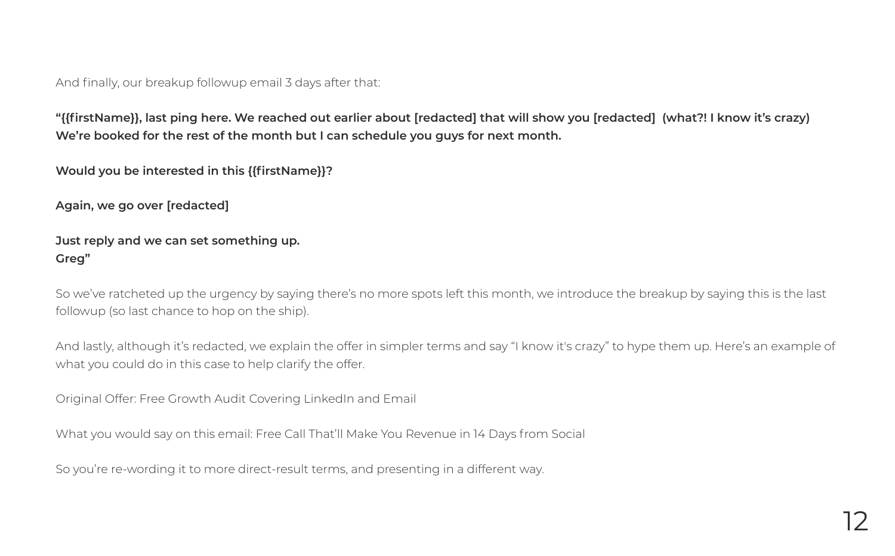And finally, our breakup followup email 3 days after that:

**"{{firstName}}, last ping here. We reached out earlier about [redacted] that will show you [redacted] (what?! I know it's crazy) We're booked for the rest of the month but I can schedule you guys for next month.**

**Would you be interested in this {{firstName}}?**

**Again, we go over [redacted]**

**Just reply and we can set something up.**
**Greg"**

So we've ratcheted up the urgency by saying there's no more spots left this month, we introduce the breakup by saying this is the last followup (so last chance to hop on the ship).

And lastly, although it's redacted, we explain the offer in simpler terms and say "I know it's crazy" to hype them up. Here's an example of what you could do in this case to help clarify the offer.

Original Offer: Free Growth Audit Covering LinkedIn and Email

What you would say on this email: Free Call That'll Make You Revenue in 14 Days from Social

So you're re-wording it to more direct-result terms, and presenting in a different way.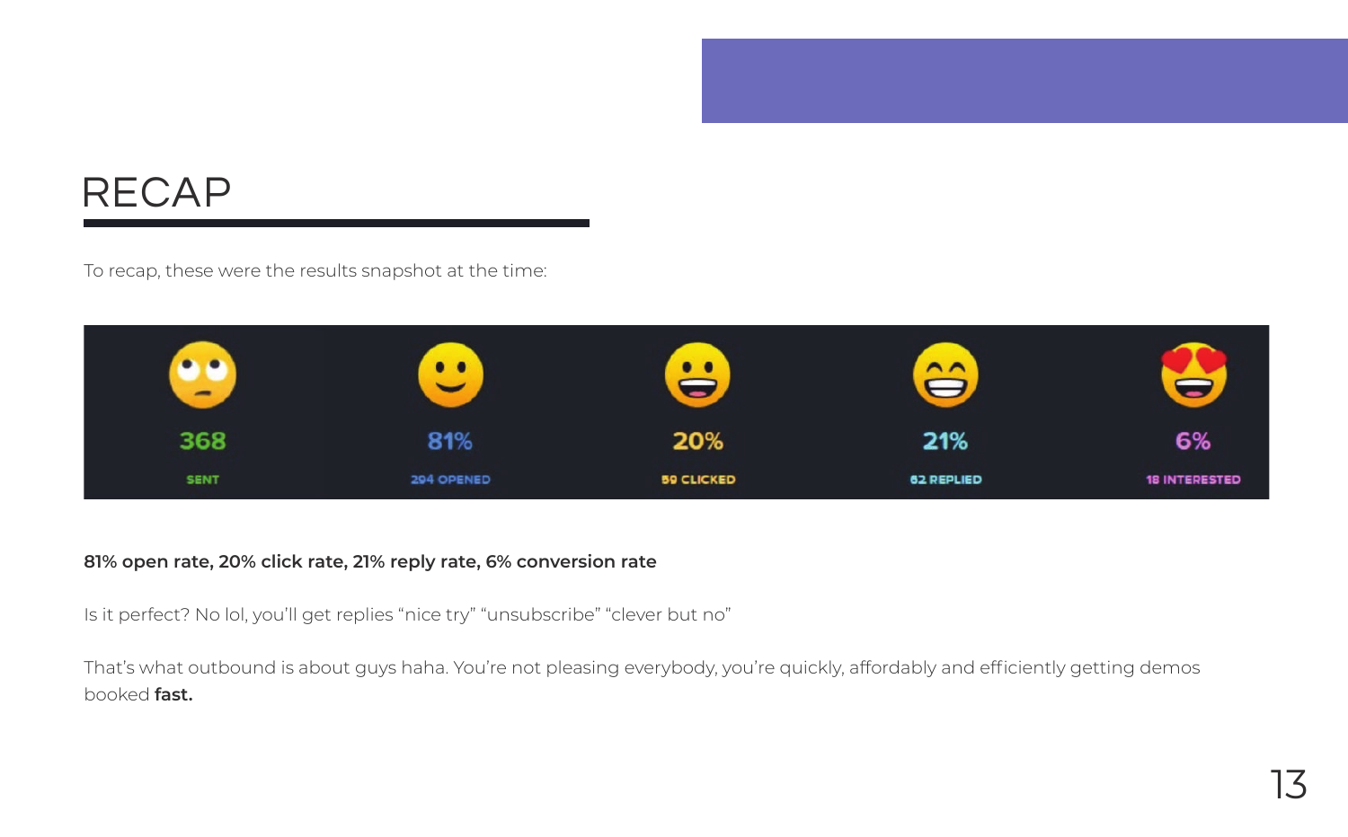# RECAP

To recap, these were the results snapshot at the time:

| 368 | 81% | 20% | 21% | 6% |
|---|---|---|---|---|
| SENT | 294 OPENED | 59 CLICKED | 62 REPLIED | 18 INTERESTED |

**81% open rate, 20% click rate, 21% reply rate, 6% conversion rate**

Is it perfect? No lol, you'll get replies "nice try" "unsubscribe" "clever but no"

That's what outbound is about guys haha. You're not pleasing everybody, you're quickly, affordably and efficiently getting demos booked **fast.**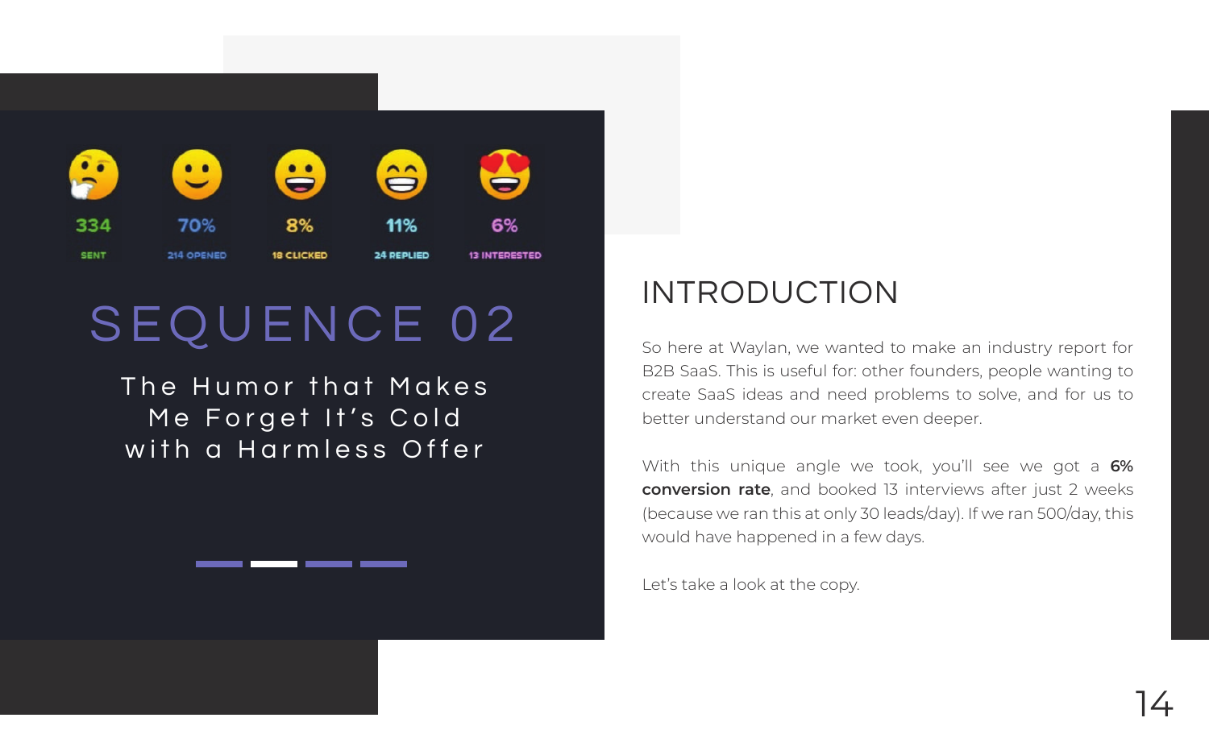| 334 | 70% | 8% | 11% | 6% |
|---|---|---|---|---|
| SENT | 214 OPENED | 18 CLICKED | 24 REPLIED | 13 INTERESTED |

# SEQUENCE 02

The Humor that Makes Me Forget It's Cold with a Harmless Offer

## INTRODUCTION

So here at Waylan, we wanted to make an industry report for B2B SaaS. This is useful for: other founders, people wanting to create SaaS ideas and need problems to solve, and for us to better understand our market even deeper.

With this unique angle we took, you'll see we got a **6% conversion rate**, and booked 13 interviews after just 2 weeks (because we ran this at only 30 leads/day). If we ran 500/day, this would have happened in a few days.

Let's take a look at the copy.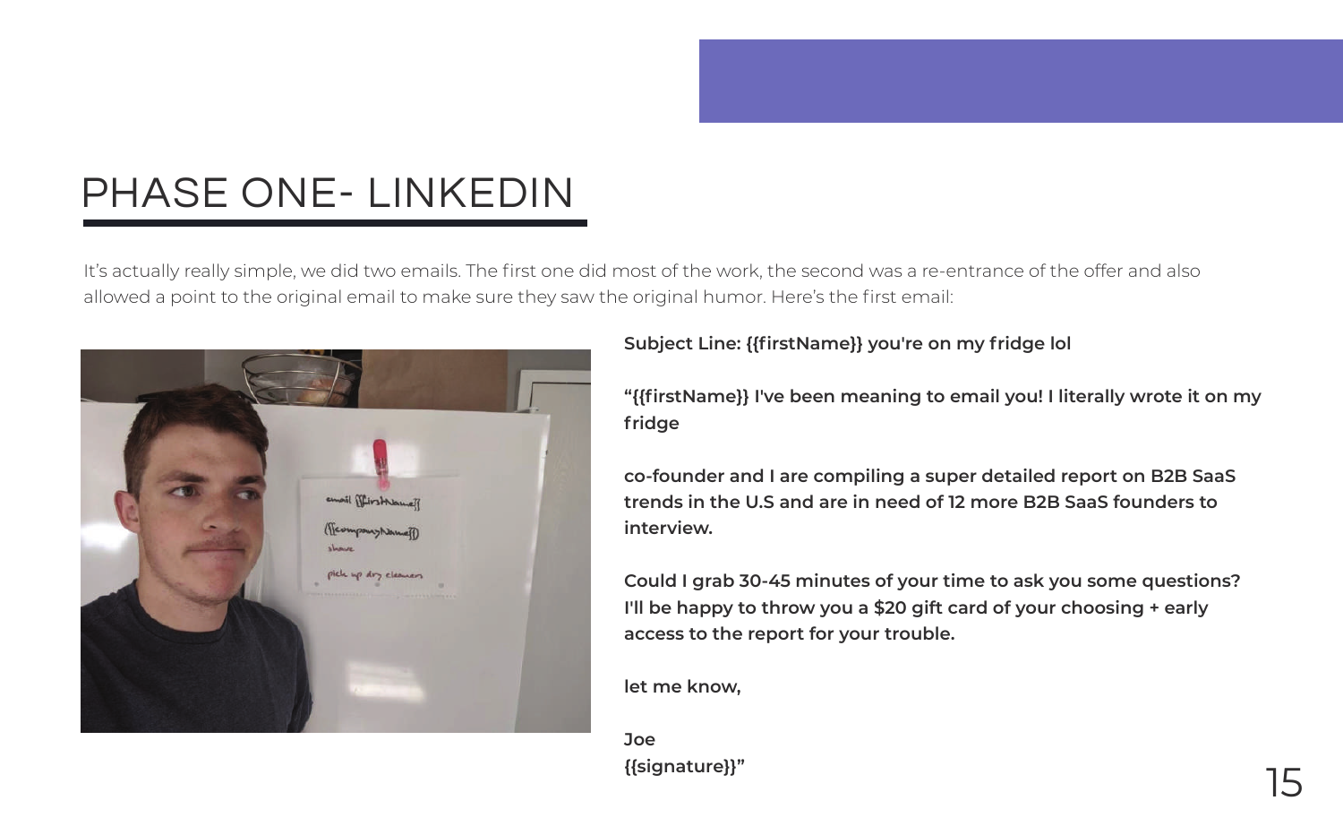# PHASE ONE- LINKEDIN

It's actually really simple, we did two emails. The first one did most of the work, the second was a re-entrance of the offer and also allowed a point to the original email to make sure they saw the original humor. Here's the first email:

**Subject Line: {{firstName}} you're on my fridge lol**

**"{{firstName}} I've been meaning to email you! I literally wrote it on my fridge**

**co-founder and I are compiling a super detailed report on B2B SaaS trends in the U.S and are in need of 12 more B2B SaaS founders to interview.**

**Could I grab 30-45 minutes of your time to ask you some questions? I'll be happy to throw you a $20 gift card of your choosing + early access to the report for your trouble.**

**let me know,**

**Joe**
**{{signature}}"**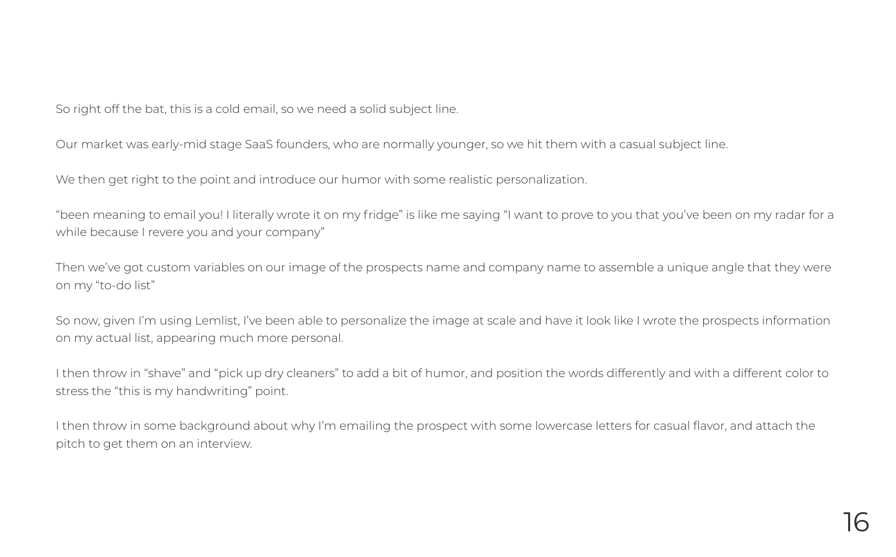So right off the bat, this is a cold email, so we need a solid subject line.

Our market was early-mid stage SaaS founders, who are normally younger, so we hit them with a casual subject line.

We then get right to the point and introduce our humor with some realistic personalization.

“been meaning to email you! I literally wrote it on my fridge” is like me saying “I want to prove to you that you’ve been on my radar for a while because I revere you and your company”

Then we’ve got custom variables on our image of the prospects name and company name to assemble a unique angle that they were on my “to-do list”

So now, given I’m using Lemlist, I’ve been able to personalize the image at scale and have it look like I wrote the prospects information on my actual list, appearing much more personal.

I then throw in “shave” and “pick up dry cleaners” to add a bit of humor, and position the words differently and with a different color to stress the “this is my handwriting” point.

I then throw in some background about why I’m emailing the prospect with some lowercase letters for casual flavor, and attach the pitch to get them on an interview.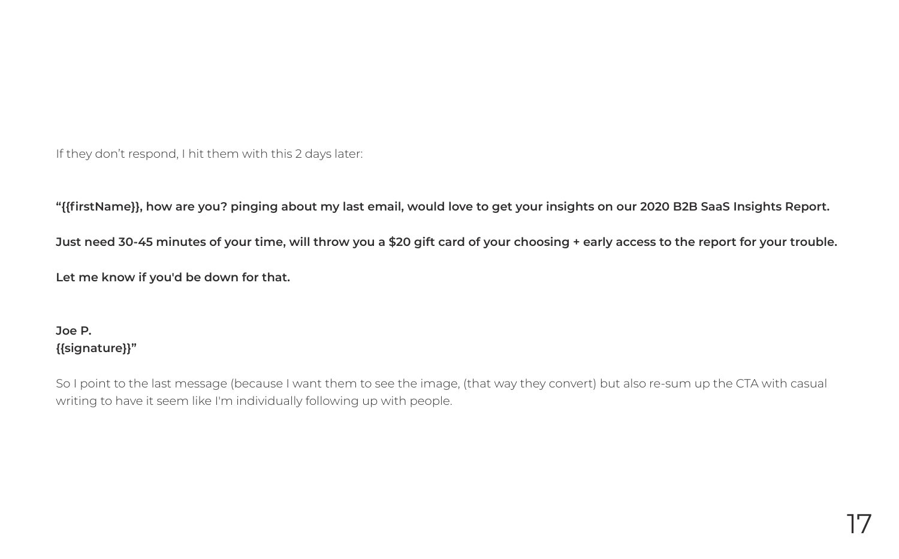If they don't respond, I hit them with this 2 days later:

**"{{firstName}}, how are you? pinging about my last email, would love to get your insights on our 2020 B2B SaaS Insights Report.**

**Just need 30-45 minutes of your time, will throw you a $20 gift card of your choosing + early access to the report for your trouble.**

**Let me know if you'd be down for that.**

**Joe P.**
**{{signature}}"**

So I point to the last message (because I want them to see the image, (that way they convert) but also re-sum up the CTA with casual writing to have it seem like I'm individually following up with people.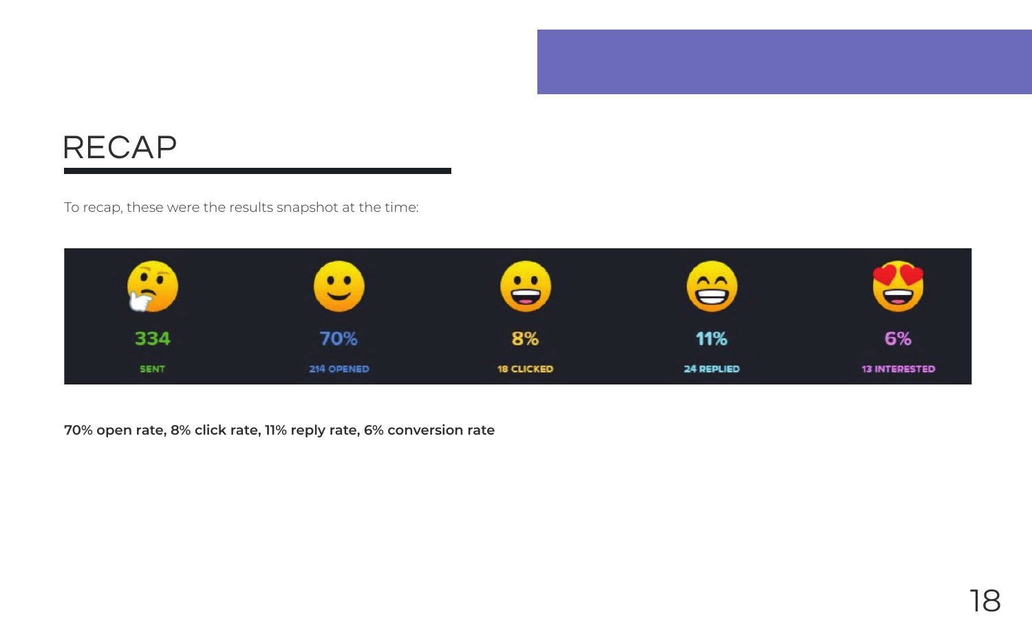# RECAP

To recap, these were the results snapshot at the time:

| 334 | 70% | 8% | 11% | 6% |
| --- | --- | --- | --- | --- |
| SENT | 214 OPENED | 18 CLICKED | 24 REPLIED | 13 INTERESTED |

**70% open rate, 8% click rate, 11% reply rate, 6% conversion rate**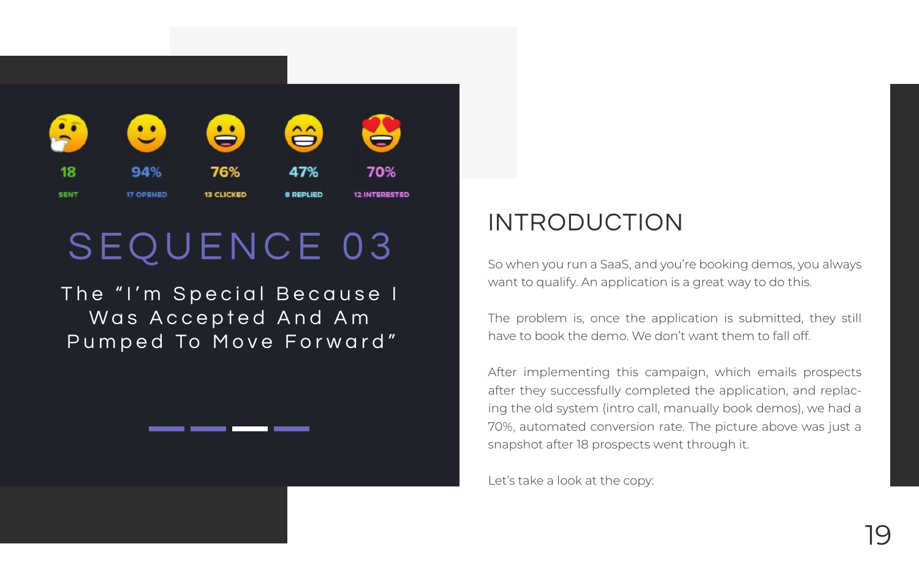| 18 | 94% | 76% | 47% | 70% |
| --- | --- | --- | --- | --- |
| SENT | 17 OPENED | 13 CLICKED | 8 REPLIED | 12 INTERESTED |

# SEQUENCE 03

## The "I'm Special Because I Was Accepted And Am Pumped To Move Forward"

## INTRODUCTION

So when you run a SaaS, and you're booking demos, you always want to qualify. An application is a great way to do this.

The problem is, once the application is submitted, they still have to book the demo. We don't want them to fall off.

After implementing this campaign, which emails prospects after they successfully completed the application, and replacing the old system (intro call, manually book demos), we had a 70%, automated conversion rate. The picture above was just a snapshot after 18 prospects went through it.

Let's take a look at the copy: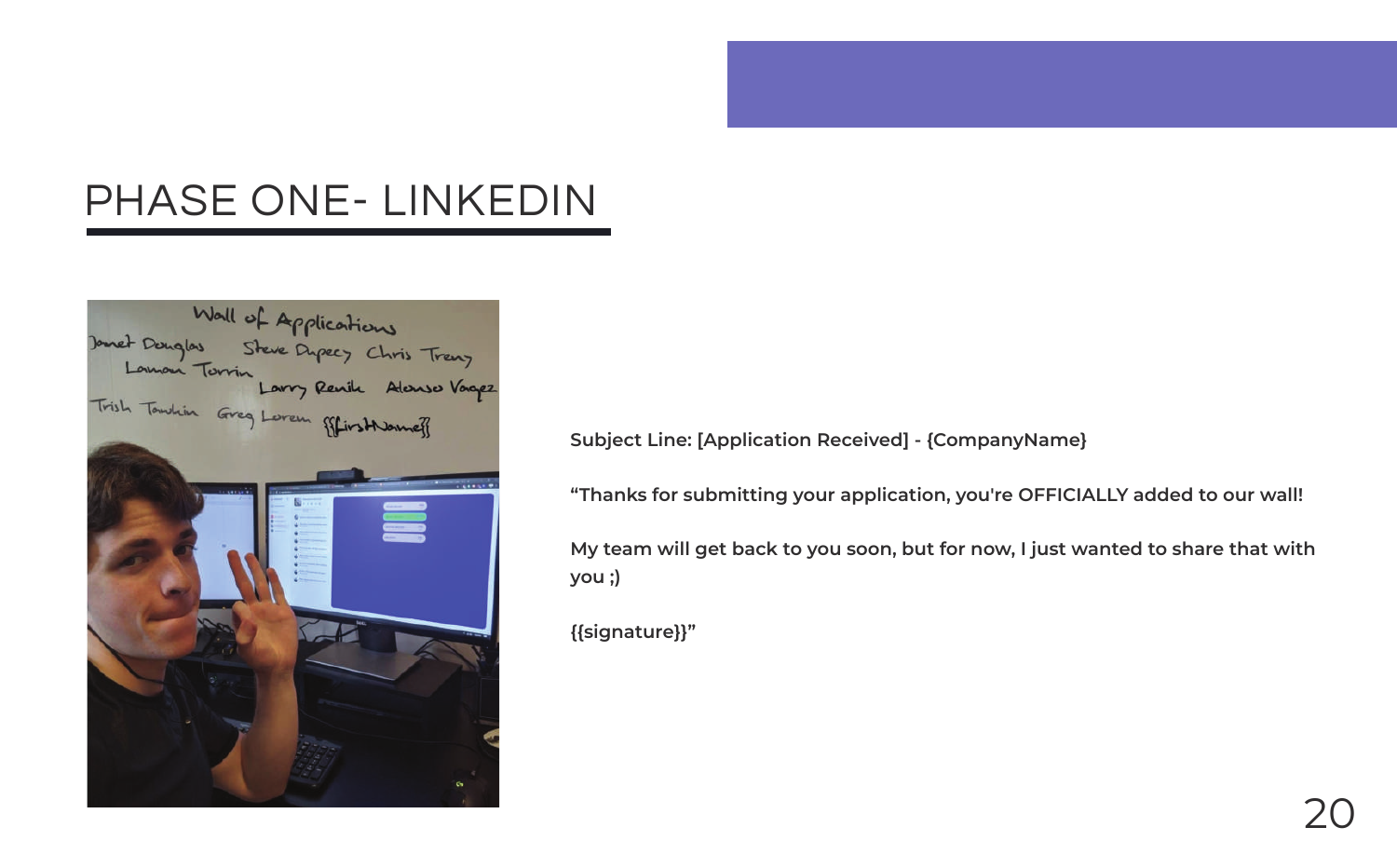# PHASE ONE- LINKEDIN

**Subject Line: [Application Received] - {CompanyName}**

**"Thanks for submitting your application, you're OFFICIALLY added to our wall!**

**My team will get back to you soon, but for now, I just wanted to share that with you ;)**

**{{signature}}"**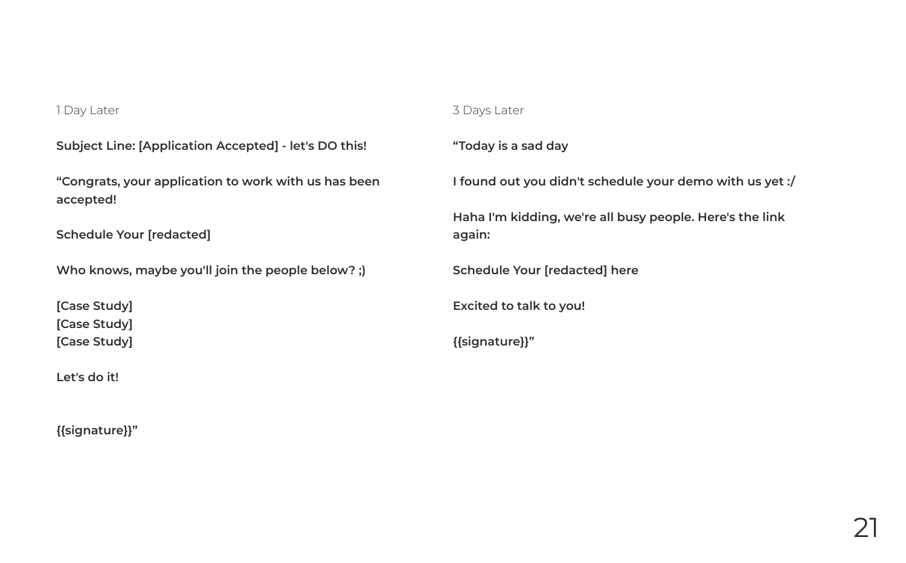1 Day Later

**Subject Line: [Application Accepted] - let's DO this!**

**“Congrats, your application to work with us has been accepted!**

**Schedule Your [redacted]**

**Who knows, maybe you'll join the people below? ;)**

**[Case Study]**
**[Case Study]**
**[Case Study]**

**Let's do it!**

**{{signature}}”**

3 Days Later

**“Today is a sad day**

**I found out you didn't schedule your demo with us yet :/**

**Haha I'm kidding, we're all busy people. Here's the link again:**

**Schedule Your [redacted] here**

**Excited to talk to you!**

**{{signature}}”**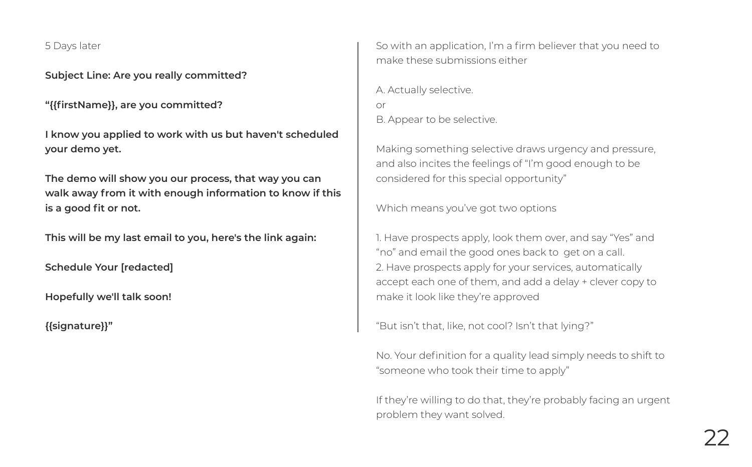5 Days later

**Subject Line: Are you really committed?**

**"{{firstName}}, are you committed?**

**I know you applied to work with us but haven't scheduled your demo yet.**

**The demo will show you our process, that way you can walk away from it with enough information to know if this is a good fit or not.**

**This will be my last email to you, here's the link again:**

**Schedule Your [redacted]**

**Hopefully we'll talk soon!**

**{{signature}}"**

So with an application, I'm a firm believer that you need to make these submissions either

A. Actually selective.
or
B. Appear to be selective.

Making something selective draws urgency and pressure, and also incites the feelings of "I'm good enough to be considered for this special opportunity"

Which means you've got two options

1. Have prospects apply, look them over, and say "Yes" and "no" and email the good ones back to get on a call.
2. Have prospects apply for your services, automatically accept each one of them, and add a delay + clever copy to make it look like they're approved

"But isn't that, like, not cool? Isn't that lying?"

No. Your definition for a quality lead simply needs to shift to "someone who took their time to apply"

If they're willing to do that, they're probably facing an urgent problem they want solved.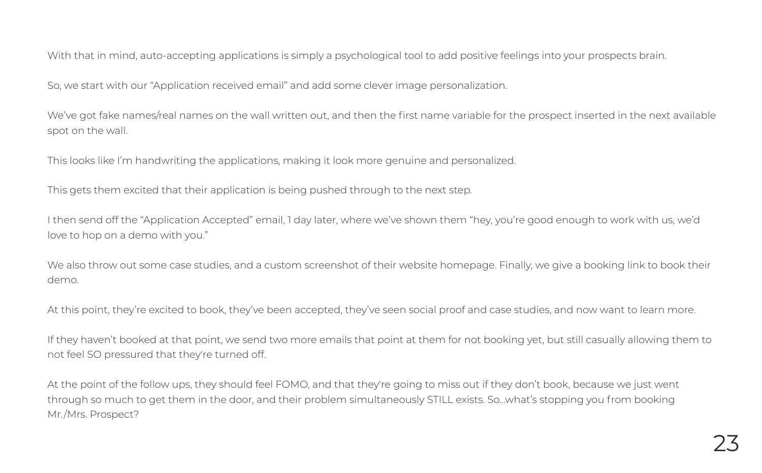With that in mind, auto-accepting applications is simply a psychological tool to add positive feelings into your prospects brain.

So, we start with our "Application received email" and add some clever image personalization.

We've got fake names/real names on the wall written out, and then the first name variable for the prospect inserted in the next available spot on the wall.

This looks like I'm handwriting the applications, making it look more genuine and personalized.

This gets them excited that their application is being pushed through to the next step.

I then send off the "Application Accepted" email, 1 day later, where we've shown them "hey, you're good enough to work with us, we'd love to hop on a demo with you."

We also throw out some case studies, and a custom screenshot of their website homepage. Finally, we give a booking link to book their demo.

At this point, they're excited to book, they've been accepted, they've seen social proof and case studies, and now want to learn more.

If they haven't booked at that point, we send two more emails that point at them for not booking yet, but still casually allowing them to not feel SO pressured that they're turned off.

At the point of the follow ups, they should feel FOMO, and that they're going to miss out if they don't book, because we just went through so much to get them in the door, and their problem simultaneously STILL exists. So...what's stopping you from booking Mr./Mrs. Prospect?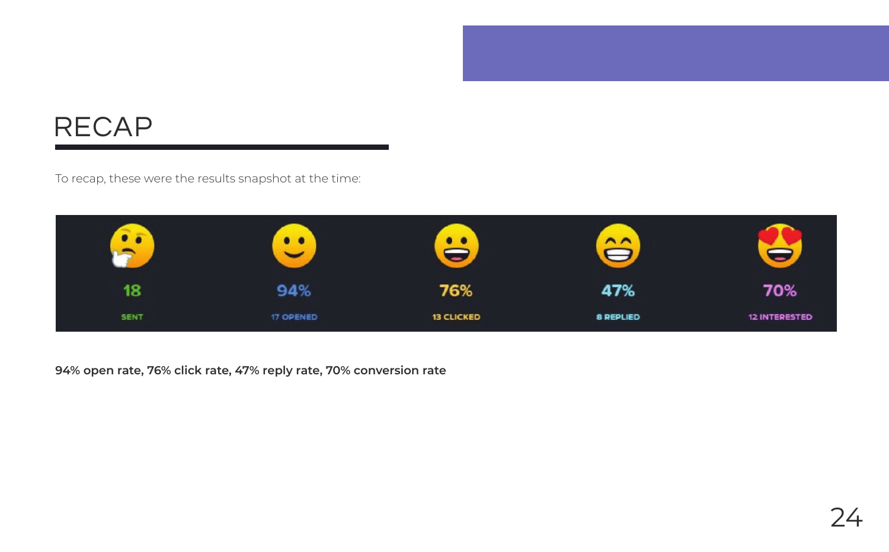# RECAP

To recap, these were the results snapshot at the time:

| 18 | 94% | 76% | 47% | 70% |
| --- | --- | --- | --- | --- |
| SENT | 17 OPENED | 13 CLICKED | 8 REPLIED | 12 INTERESTED |

**94% open rate, 76% click rate, 47% reply rate, 70% conversion rate**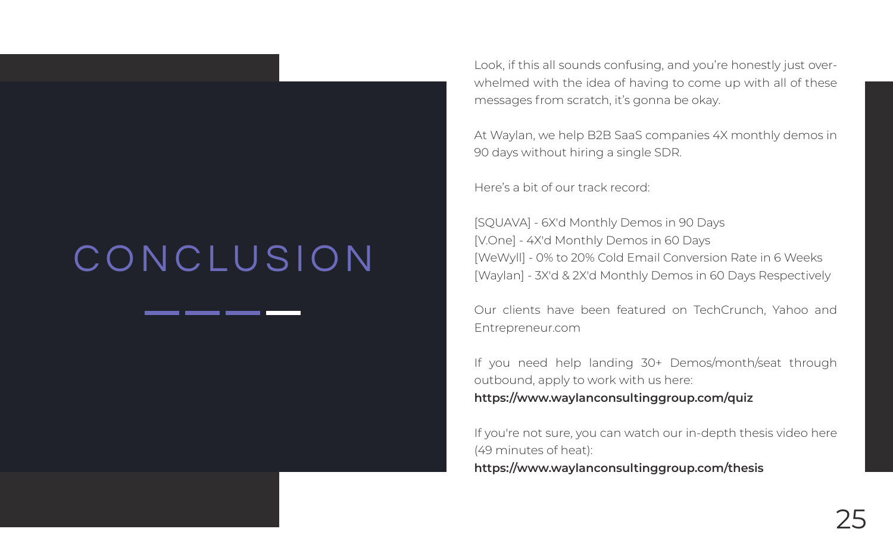# CONCLUSION

Look, if this all sounds confusing, and you're honestly just over-whelmed with the idea of having to come up with all of these messages from scratch, it's gonna be okay.

At Waylan, we help B2B SaaS companies 4X monthly demos in 90 days without hiring a single SDR.

Here's a bit of our track record:

[SQUAVA] - 6X'd Monthly Demos in 90 Days
[V.One] - 4X'd Monthly Demos in 60 Days
[WeWyll] - 0% to 20% Cold Email Conversion Rate in 6 Weeks
[Waylan] - 3X'd & 2X'd Monthly Demos in 60 Days Respectively

Our clients have been featured on TechCrunch, Yahoo and Entrepreneur.com

If you need help landing 30+ Demos/month/seat through outbound, apply to work with us here:
**https://www.waylanconsultinggroup.com/quiz**

If you're not sure, you can watch our in-depth thesis video here (49 minutes of heat):
**https://www.waylanconsultinggroup.com/thesis**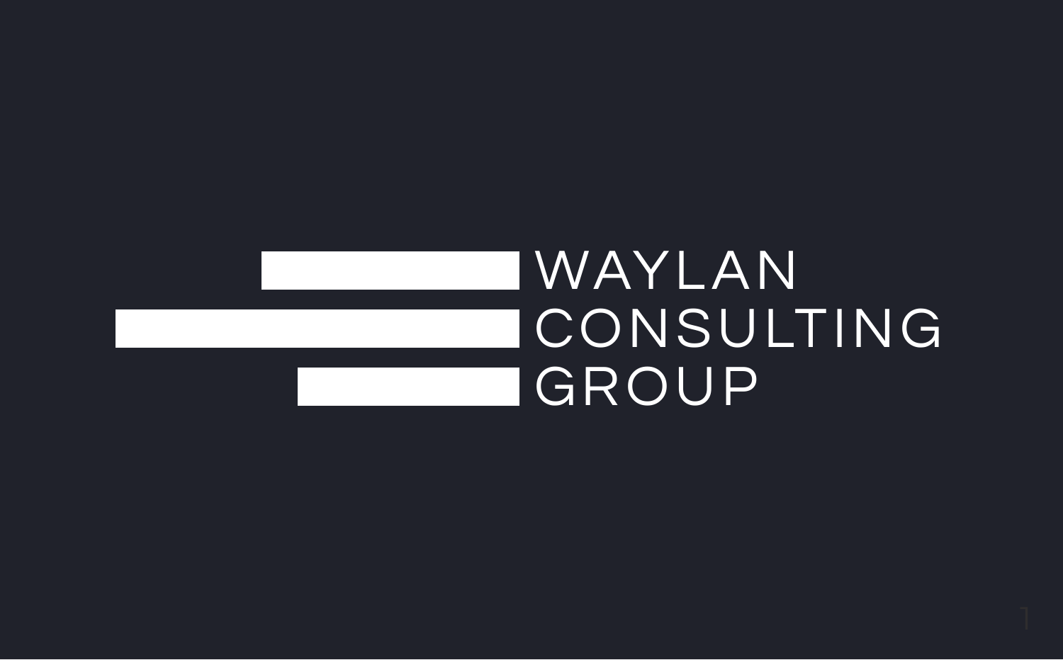WAYLAN
CONSULTING
GROUP